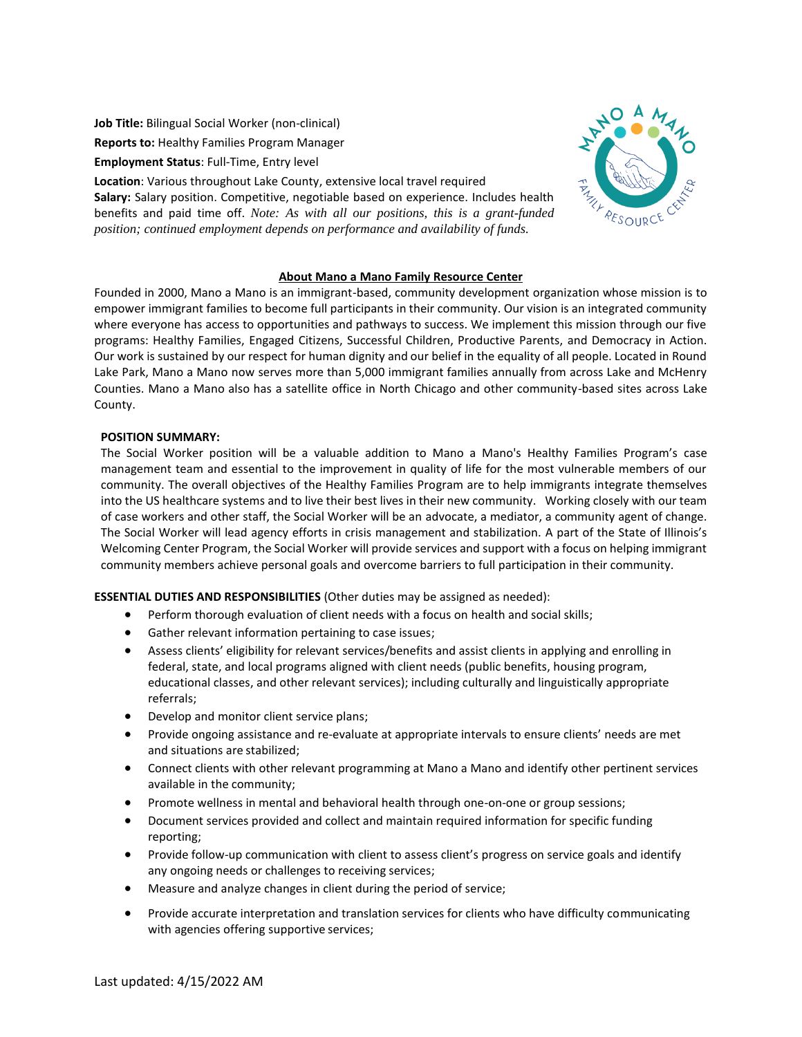**Job Title:** Bilingual Social Worker (non-clinical)

**Reports to:** Healthy Families Program Manager

**Employment Status**: Full-Time, Entry level

**Location**: Various throughout Lake County, extensive local travel required

**Salary:** Salary position. Competitive, negotiable based on experience. Includes health benefits and paid time off. *Note: As with all our positions, this is a grant-funded position; continued employment depends on performance and availability of funds.*

## About Mano a Mano Family Resource Center

Founded in 2000, Mano a Mano is an immigrant-based, community development organization whose mission is to empower immigrant families to become full participants in their community. Our vision is an integrated community where everyone has access to opportunities and pathways to success. We implement this mission through our five programs: Healthy Families, Engaged Citizens, Successful Children, Productive Parents, and Democracy in Action. Our work is sustained by our respect for human dignity and our belief in the equality of all people. Located in Round Lake Park, Mano a Mano now serves more than 5,000 immigrant families annually from across Lake and McHenry Counties. Mano a Mano also has a satellite office in North Chicago and other community-based sites across Lake County.

**POSITION SUMMARY:**

The Social Worker position will be a valuable addition to Mano a Mano's Healthy Families Program's case management team and essential to the improvement in quality of life for the most vulnerable members of our community. The overall objectives of the Healthy Families Program are to help immigrants integrate themselves into the US healthcare systems and to live their best lives in their new community. Working closely with our team of case workers and other staff, the Social Worker will be an advocate, a mediator, a community agent of change. The Social Worker will lead agency efforts in crisis management and stabilization. A part of the State of Illinois's Welcoming Center Program, the Social Worker will provide services and support with a focus on helping immigrant community members achieve personal goals and overcome barriers to full participation in their community.

**ESSENTIAL DUTIES AND RESPONSIBILITIES** (Other duties may be assigned as needed):

- Perform thorough evaluation of client needs with a focus on health and social skills;
- Gather relevant information pertaining to case issues;
- Assess clients' eligibility for relevant services/benefits and assist clients in applying and enrolling in federal, state, and local programs aligned with client needs (public benefits, housing program, educational classes, and other relevant services); including culturally and linguistically appropriate referrals;
- Develop and monitor client service plans;
- Provide ongoing assistance and re-evaluate at appropriate intervals to ensure clients' needs are met and situations are stabilized;
- Connect clients with other relevant programming at Mano a Mano and identify other pertinent services available in the community;
- Promote wellness in mental and behavioral health through one-on-one or group sessions;
- Document services provided and collect and maintain required information for specific funding reporting;
- Provide follow-up communication with client to assess client's progress on service goals and identify any ongoing needs or challenges to receiving services;
- Measure and analyze changes in client during the period of service;
- Provide accurate interpretation and translation services for clients who have difficulty communicating with agencies offering supportive services;

Last updated: 4/15/2022 AM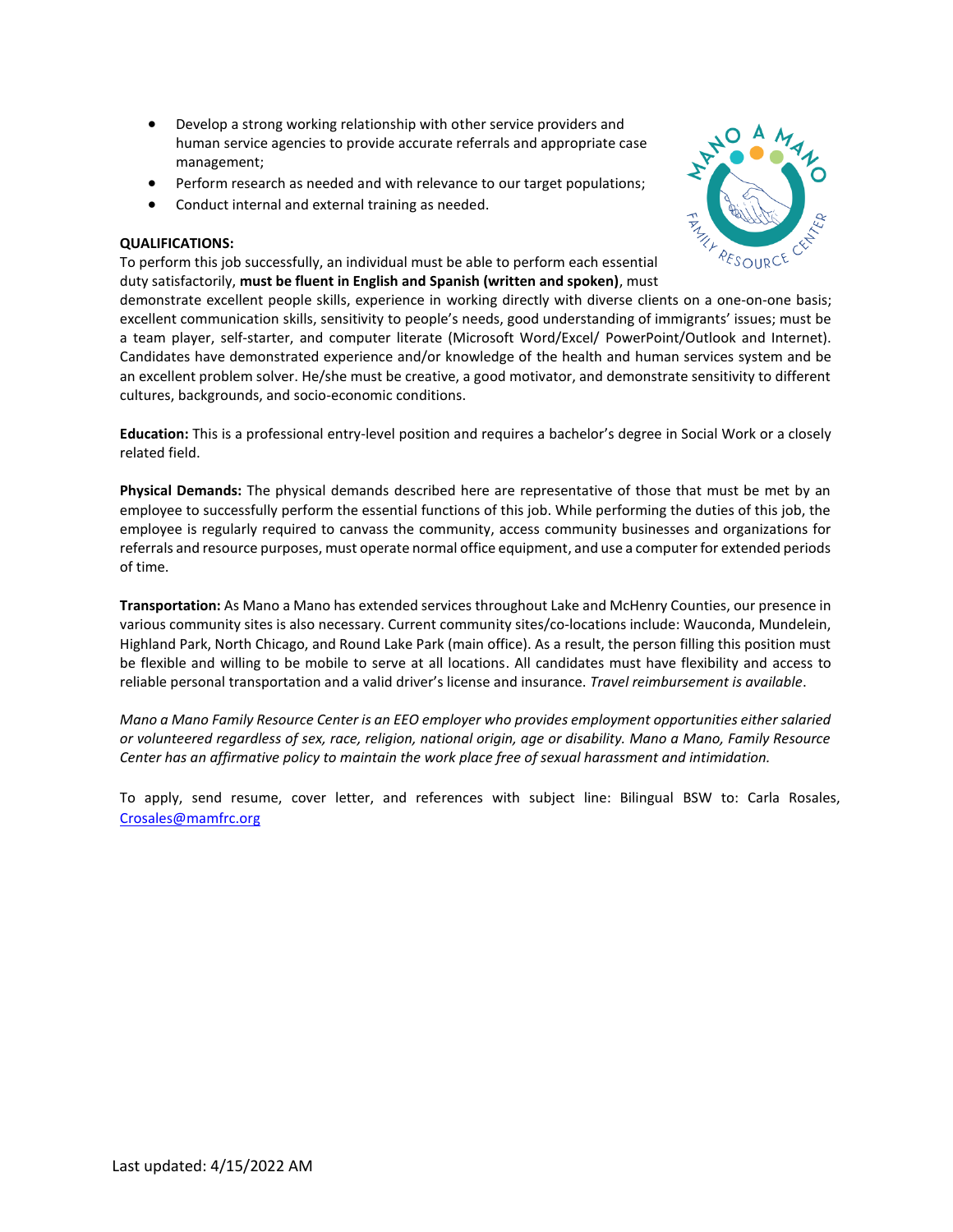- Develop a strong working relationship with other service providers and human service agencies to provide accurate referrals and appropriate case management;
- Perform research as needed and with relevance to our target populations;
- Conduct internal and external training as needed.

**QUALIFICATIONS:**

To perform this job successfully, an individual must be able to perform each essential duty satisfactorily, **must be fluent in English and Spanish (written and spoken)**, must demonstrate excellent people skills, experience in working directly with diverse clients on a one-on-one basis; excellent communication skills, sensitivity to people's needs, good understanding of immigrants' issues; must be a team player, self-starter, and computer literate (Microsoft Word/Excel/ PowerPoint/Outlook and Internet). Candidates have demonstrated experience and/or knowledge of the health and human services system and be an excellent problem solver. He/she must be creative, a good motivator, and demonstrate sensitivity to different cultures, backgrounds, and socio-economic conditions.

**Education:** This is a professional entry-level position and requires a bachelor's degree in Social Work or a closely related field.

**Physical Demands:** The physical demands described here are representative of those that must be met by an employee to successfully perform the essential functions of this job. While performing the duties of this job, the employee is regularly required to canvass the community, access community businesses and organizations for referrals and resource purposes, must operate normal office equipment, and use a computer for extended periods of time.

**Transportation:** As Mano a Mano has extended services throughout Lake and McHenry Counties, our presence in various community sites is also necessary. Current community sites/co-locations include: Wauconda, Mundelein, Highland Park, North Chicago, and Round Lake Park (main office). As a result, the person filling this position must be flexible and willing to be mobile to serve at all locations. All candidates must have flexibility and access to reliable personal transportation and a valid driver's license and insurance. *Travel reimbursement is available*.

*Mano a Mano Family Resource Center is an EEO employer who provides employment opportunities either salaried or volunteered regardless of sex, race, religion, national origin, age or disability. Mano a Mano, Family Resource Center has an affirmative policy to maintain the work place free of sexual harassment and intimidation.*

To apply, send resume, cover letter, and references with subject line: Bilingual BSW to: Carla Rosales, [Crosales@mamfrc.org](mailto:Crosales@mamfrc.org)

Last updated: 4/15/2022 AM